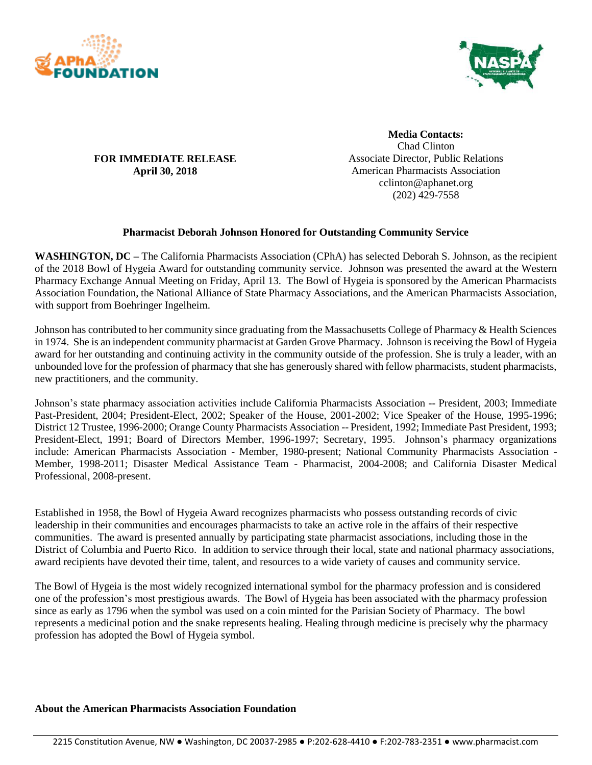**FOR IMMEDIATE RELEASE**
**April 30, 2018**

**Media Contacts:**
Chad Clinton
Associate Director, Public Relations
American Pharmacists Association
cclinton@aphanet.org
(202) 429-7558

## Pharmacist Deborah Johnson Honored for Outstanding Community Service

**WASHINGTON, DC –** The California Pharmacists Association (CPhA) has selected Deborah S. Johnson, as the recipient of the 2018 Bowl of Hygeia Award for outstanding community service. Johnson was presented the award at the Western Pharmacy Exchange Annual Meeting on Friday, April 13. The Bowl of Hygeia is sponsored by the American Pharmacists Association Foundation, the National Alliance of State Pharmacy Associations, and the American Pharmacists Association, with support from Boehringer Ingelheim.

Johnson has contributed to her community since graduating from the Massachusetts College of Pharmacy & Health Sciences in 1974. She is an independent community pharmacist at Garden Grove Pharmacy. Johnson is receiving the Bowl of Hygeia award for her outstanding and continuing activity in the community outside of the profession. She is truly a leader, with an unbounded love for the profession of pharmacy that she has generously shared with fellow pharmacists, student pharmacists, new practitioners, and the community.

Johnson's state pharmacy association activities include California Pharmacists Association -- President, 2003; Immediate Past-President, 2004; President-Elect, 2002; Speaker of the House, 2001-2002; Vice Speaker of the House, 1995-1996; District 12 Trustee, 1996-2000; Orange County Pharmacists Association -- President, 1992; Immediate Past President, 1993; President-Elect, 1991; Board of Directors Member, 1996-1997; Secretary, 1995. Johnson's pharmacy organizations include: American Pharmacists Association - Member, 1980-present; National Community Pharmacists Association - Member, 1998-2011; Disaster Medical Assistance Team - Pharmacist, 2004-2008; and California Disaster Medical Professional, 2008-present.

Established in 1958, the Bowl of Hygeia Award recognizes pharmacists who possess outstanding records of civic leadership in their communities and encourages pharmacists to take an active role in the affairs of their respective communities. The award is presented annually by participating state pharmacist associations, including those in the District of Columbia and Puerto Rico. In addition to service through their local, state and national pharmacy associations, award recipients have devoted their time, talent, and resources to a wide variety of causes and community service.

The Bowl of Hygeia is the most widely recognized international symbol for the pharmacy profession and is considered one of the profession's most prestigious awards. The Bowl of Hygeia has been associated with the pharmacy profession since as early as 1796 when the symbol was used on a coin minted for the Parisian Society of Pharmacy. The bowl represents a medicinal potion and the snake represents healing. Healing through medicine is precisely why the pharmacy profession has adopted the Bowl of Hygeia symbol.

### About the American Pharmacists Association Foundation

2215 Constitution Avenue, NW ● Washington, DC 20037-2985 ● P:202-628-4410 ● F:202-783-2351 ● www.pharmacist.com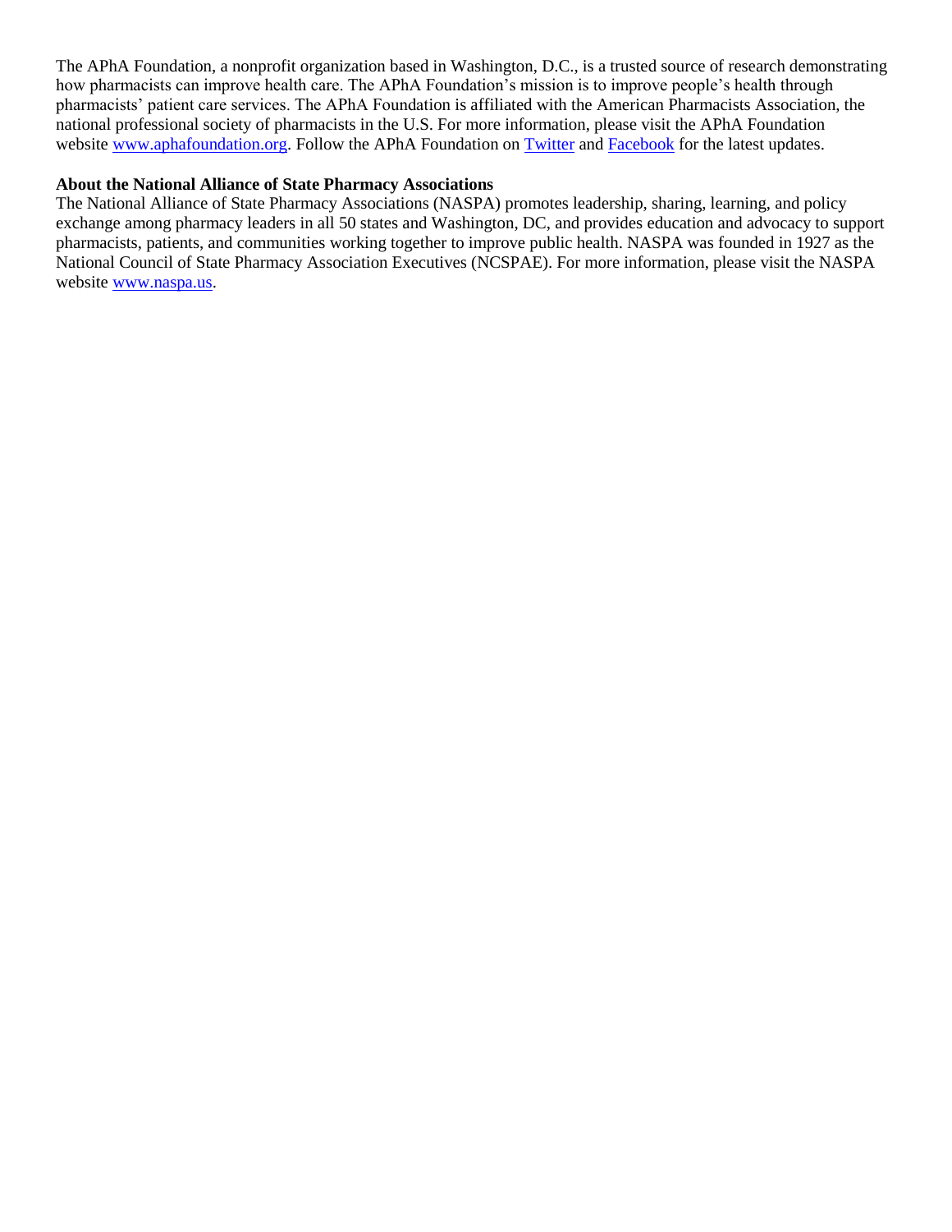The APhA Foundation, a nonprofit organization based in Washington, D.C., is a trusted source of research demonstrating how pharmacists can improve health care. The APhA Foundation's mission is to improve people's health through pharmacists' patient care services. The APhA Foundation is affiliated with the American Pharmacists Association, the national professional society of pharmacists in the U.S. For more information, please visit the APhA Foundation website [www.aphafoundation.org](http://www.aphafoundation.org). Follow the APhA Foundation on [Twitter]() and [Facebook]() for the latest updates.

**About the National Alliance of State Pharmacy Associations**

The National Alliance of State Pharmacy Associations (NASPA) promotes leadership, sharing, learning, and policy exchange among pharmacy leaders in all 50 states and Washington, DC, and provides education and advocacy to support pharmacists, patients, and communities working together to improve public health. NASPA was founded in 1927 as the National Council of State Pharmacy Association Executives (NCSPAE). For more information, please visit the NASPA website [www.naspa.us](http://www.naspa.us).